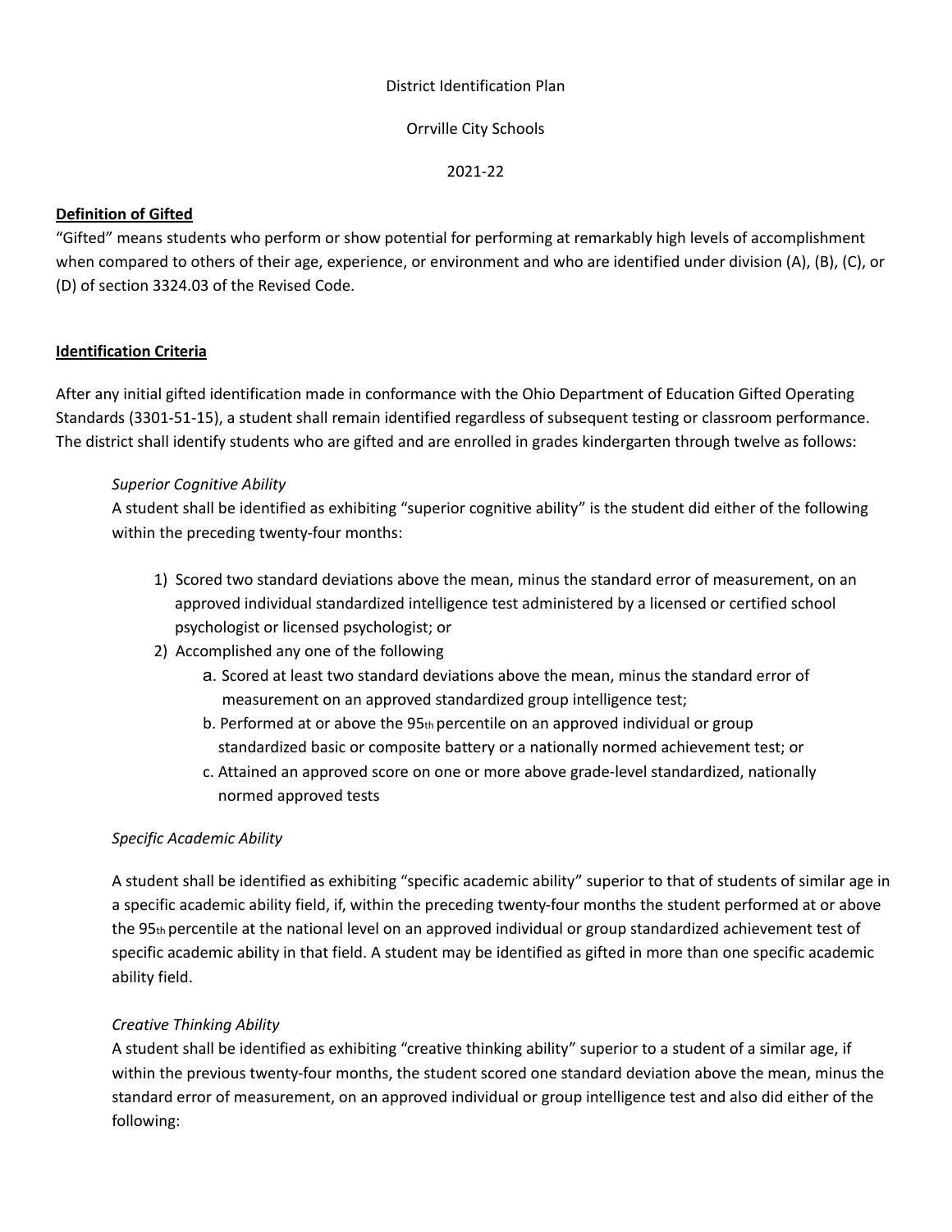District Identification Plan

Orrville City Schools

2021-22

**Definition of Gifted**

"Gifted" means students who perform or show potential for performing at remarkably high levels of accomplishment when compared to others of their age, experience, or environment and who are identified under division (A), (B), (C), or (D) of section 3324.03 of the Revised Code.

**Identification Criteria**

After any initial gifted identification made in conformance with the Ohio Department of Education Gifted Operating Standards (3301-51-15), a student shall remain identified regardless of subsequent testing or classroom performance. The district shall identify students who are gifted and are enrolled in grades kindergarten through twelve as follows:

*Superior Cognitive Ability*

A student shall be identified as exhibiting "superior cognitive ability" is the student did either of the following within the preceding twenty-four months:

1) Scored two standard deviations above the mean, minus the standard error of measurement, on an approved individual standardized intelligence test administered by a licensed or certified school psychologist or licensed psychologist; or
2) Accomplished any one of the following
   a. Scored at least two standard deviations above the mean, minus the standard error of measurement on an approved standardized group intelligence test;
   b. Performed at or above the 95th percentile on an approved individual or group standardized basic or composite battery or a nationally normed achievement test; or
   c. Attained an approved score on one or more above grade-level standardized, nationally normed approved tests

*Specific Academic Ability*

A student shall be identified as exhibiting "specific academic ability" superior to that of students of similar age in a specific academic ability field, if, within the preceding twenty-four months the student performed at or above the 95th percentile at the national level on an approved individual or group standardized achievement test of specific academic ability in that field. A student may be identified as gifted in more than one specific academic ability field.

*Creative Thinking Ability*

A student shall be identified as exhibiting "creative thinking ability" superior to a student of a similar age, if within the previous twenty-four months, the student scored one standard deviation above the mean, minus the standard error of measurement, on an approved individual or group intelligence test and also did either of the following: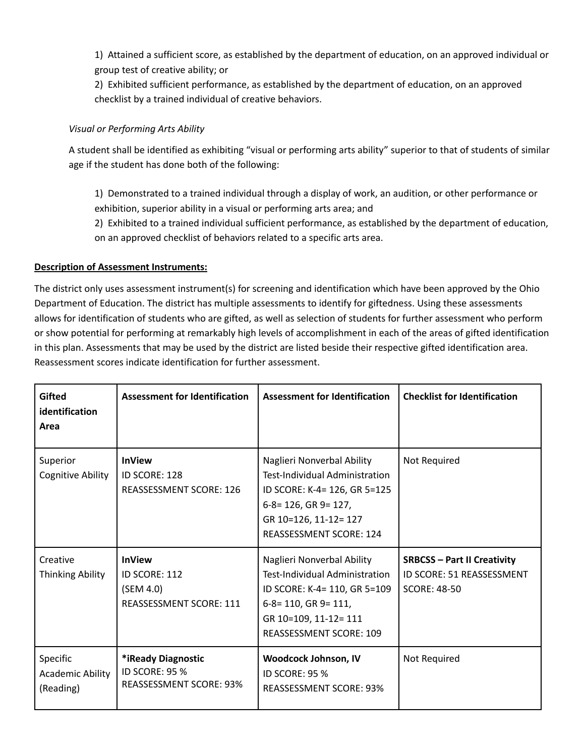1) Attained a sufficient score, as established by the department of education, on an approved individual or group test of creative ability; or
2) Exhibited sufficient performance, as established by the department of education, on an approved checklist by a trained individual of creative behaviors.

*Visual or Performing Arts Ability*

A student shall be identified as exhibiting "visual or performing arts ability" superior to that of students of similar age if the student has done both of the following:

1) Demonstrated to a trained individual through a display of work, an audition, or other performance or exhibition, superior ability in a visual or performing arts area; and
2) Exhibited to a trained individual sufficient performance, as established by the department of education, on an approved checklist of behaviors related to a specific arts area.

**<u>Description of Assessment Instruments:</u>**

The district only uses assessment instrument(s) for screening and identification which have been approved by the Ohio Department of Education. The district has multiple assessments to identify for giftedness. Using these assessments allows for identification of students who are gifted, as well as selection of students for further assessment who perform or show potential for performing at remarkably high levels of accomplishment in each of the areas of gifted identification in this plan. Assessments that may be used by the district are listed beside their respective gifted identification area. Reassessment scores indicate identification for further assessment.

| **Gifted identification Area** | **Assessment for Identification** | **Assessment for Identification** | **Checklist for Identification** |
|---|---|---|---|
| Superior Cognitive Ability | **InView**<br>ID SCORE: 128<br>REASSESSMENT SCORE: 126 | Naglieri Nonverbal Ability Test-Individual Administration<br>ID SCORE: K-4= 126, GR 5=125<br>6-8= 126, GR 9= 127,<br>GR 10=126, 11-12= 127<br>REASSESSMENT SCORE: 124 | Not Required |
| Creative Thinking Ability | **InView**<br>ID SCORE: 112<br>(SEM 4.0)<br>REASSESSMENT SCORE: 111 | Naglieri Nonverbal Ability Test-Individual Administration<br>ID SCORE: K-4= 110, GR 5=109<br>6-8= 110, GR 9= 111,<br>GR 10=109, 11-12= 111<br>REASSESSMENT SCORE: 109 | **SRBCSS – Part II Creativity**<br>ID SCORE: 51 REASSESSMENT SCORE: 48-50 |
| Specific Academic Ability (Reading) | ***iReady Diagnostic**<br>ID SCORE: 95 %<br>REASSESSMENT SCORE: 93% | **Woodcock Johnson, IV**<br>ID SCORE: 95 %<br>REASSESSMENT SCORE: 93% | Not Required |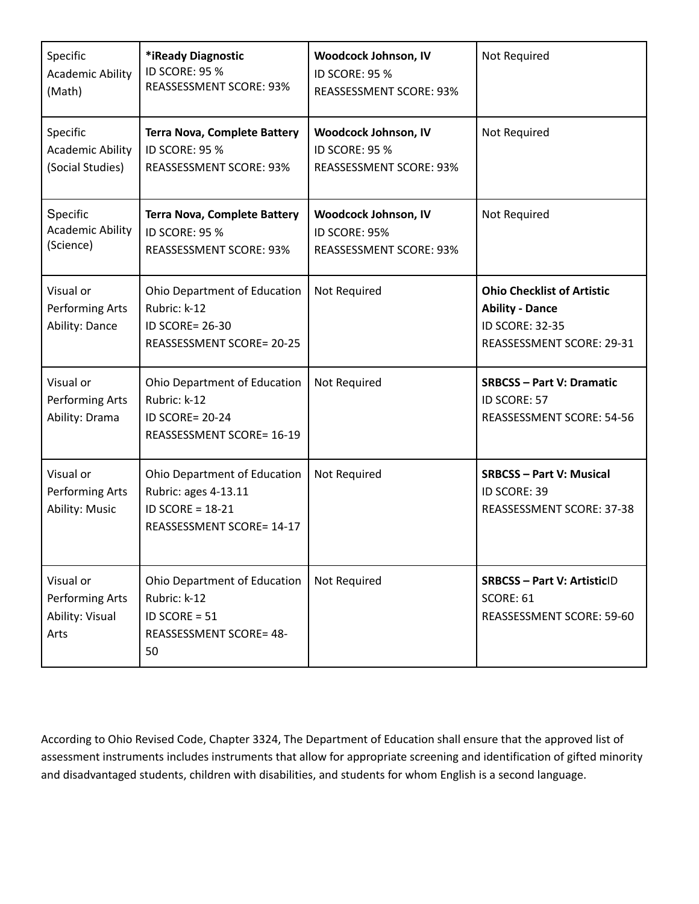| Specific Academic Ability (Math) | **\*iReady Diagnostic** ID SCORE: 95 % REASSESSMENT SCORE: 93% | **Woodcock Johnson, IV** ID SCORE: 95 % REASSESSMENT SCORE: 93% | Not Required |
|---|---|---|---|
| Specific Academic Ability (Social Studies) | **Terra Nova, Complete Battery** ID SCORE: 95 % REASSESSMENT SCORE: 93% | **Woodcock Johnson, IV** ID SCORE: 95 % REASSESSMENT SCORE: 93% | Not Required |
| Specific Academic Ability (Science) | **Terra Nova, Complete Battery** ID SCORE: 95 % REASSESSMENT SCORE: 93% | **Woodcock Johnson, IV** ID SCORE: 95% REASSESSMENT SCORE: 93% | Not Required |
| Visual or Performing Arts Ability: Dance | Ohio Department of Education Rubric: k-12 ID SCORE= 26-30 REASSESSMENT SCORE= 20-25 | Not Required | **Ohio Checklist of Artistic Ability - Dance** ID SCORE: 32-35 REASSESSMENT SCORE: 29-31 |
| Visual or Performing Arts Ability: Drama | Ohio Department of Education Rubric: k-12 ID SCORE= 20-24 REASSESSMENT SCORE= 16-19 | Not Required | **SRBCSS – Part V: Dramatic** ID SCORE: 57 REASSESSMENT SCORE: 54-56 |
| Visual or Performing Arts Ability: Music | Ohio Department of Education Rubric: ages 4-13.11 ID SCORE = 18-21 REASSESSMENT SCORE= 14-17 | Not Required | **SRBCSS – Part V: Musical** ID SCORE: 39 REASSESSMENT SCORE: 37-38 |
| Visual or Performing Arts Ability: Visual Arts | Ohio Department of Education Rubric: k-12 ID SCORE = 51 REASSESSMENT SCORE= 48-50 | Not Required | **SRBCSS – Part V: Artistic**ID SCORE: 61 REASSESSMENT SCORE: 59-60 |

According to Ohio Revised Code, Chapter 3324, The Department of Education shall ensure that the approved list of assessment instruments includes instruments that allow for appropriate screening and identification of gifted minority and disadvantaged students, children with disabilities, and students for whom English is a second language.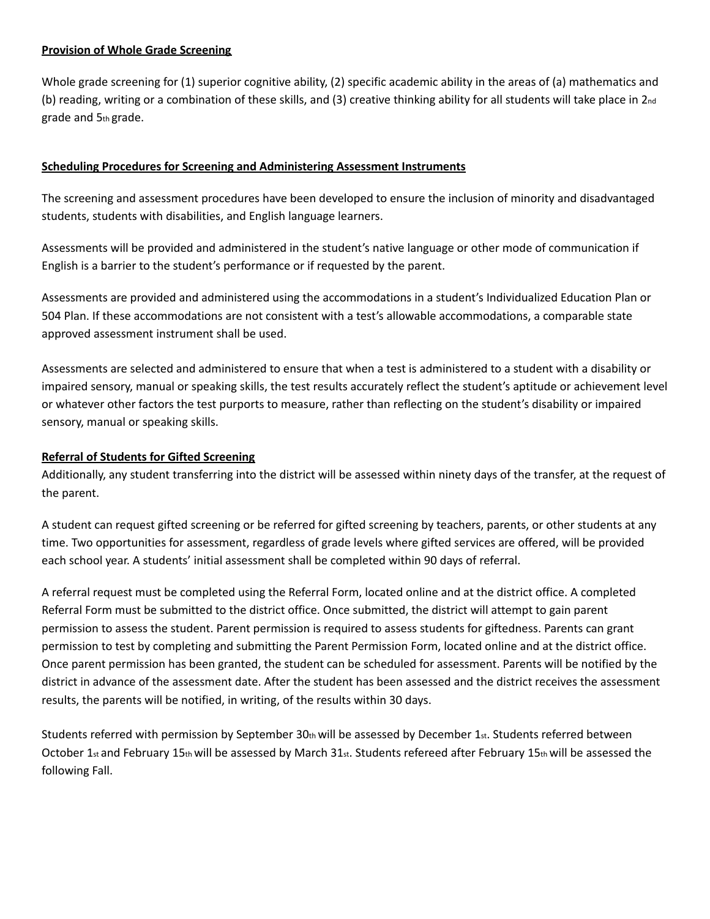**Provision of Whole Grade Screening**

Whole grade screening for (1) superior cognitive ability, (2) specific academic ability in the areas of (a) mathematics and (b) reading, writing or a combination of these skills, and (3) creative thinking ability for all students will take place in 2nd grade and 5th grade.

**Scheduling Procedures for Screening and Administering Assessment Instruments**

The screening and assessment procedures have been developed to ensure the inclusion of minority and disadvantaged students, students with disabilities, and English language learners.

Assessments will be provided and administered in the student's native language or other mode of communication if English is a barrier to the student's performance or if requested by the parent.

Assessments are provided and administered using the accommodations in a student's Individualized Education Plan or 504 Plan. If these accommodations are not consistent with a test's allowable accommodations, a comparable state approved assessment instrument shall be used.

Assessments are selected and administered to ensure that when a test is administered to a student with a disability or impaired sensory, manual or speaking skills, the test results accurately reflect the student's aptitude or achievement level or whatever other factors the test purports to measure, rather than reflecting on the student's disability or impaired sensory, manual or speaking skills.

**Referral of Students for Gifted Screening**

Additionally, any student transferring into the district will be assessed within ninety days of the transfer, at the request of the parent.

A student can request gifted screening or be referred for gifted screening by teachers, parents, or other students at any time. Two opportunities for assessment, regardless of grade levels where gifted services are offered, will be provided each school year. A students' initial assessment shall be completed within 90 days of referral.

A referral request must be completed using the Referral Form, located online and at the district office. A completed Referral Form must be submitted to the district office. Once submitted, the district will attempt to gain parent permission to assess the student. Parent permission is required to assess students for giftedness. Parents can grant permission to test by completing and submitting the Parent Permission Form, located online and at the district office. Once parent permission has been granted, the student can be scheduled for assessment. Parents will be notified by the district in advance of the assessment date. After the student has been assessed and the district receives the assessment results, the parents will be notified, in writing, of the results within 30 days.

Students referred with permission by September 30th will be assessed by December 1st. Students referred between October 1st and February 15th will be assessed by March 31st. Students refereed after February 15th will be assessed the following Fall.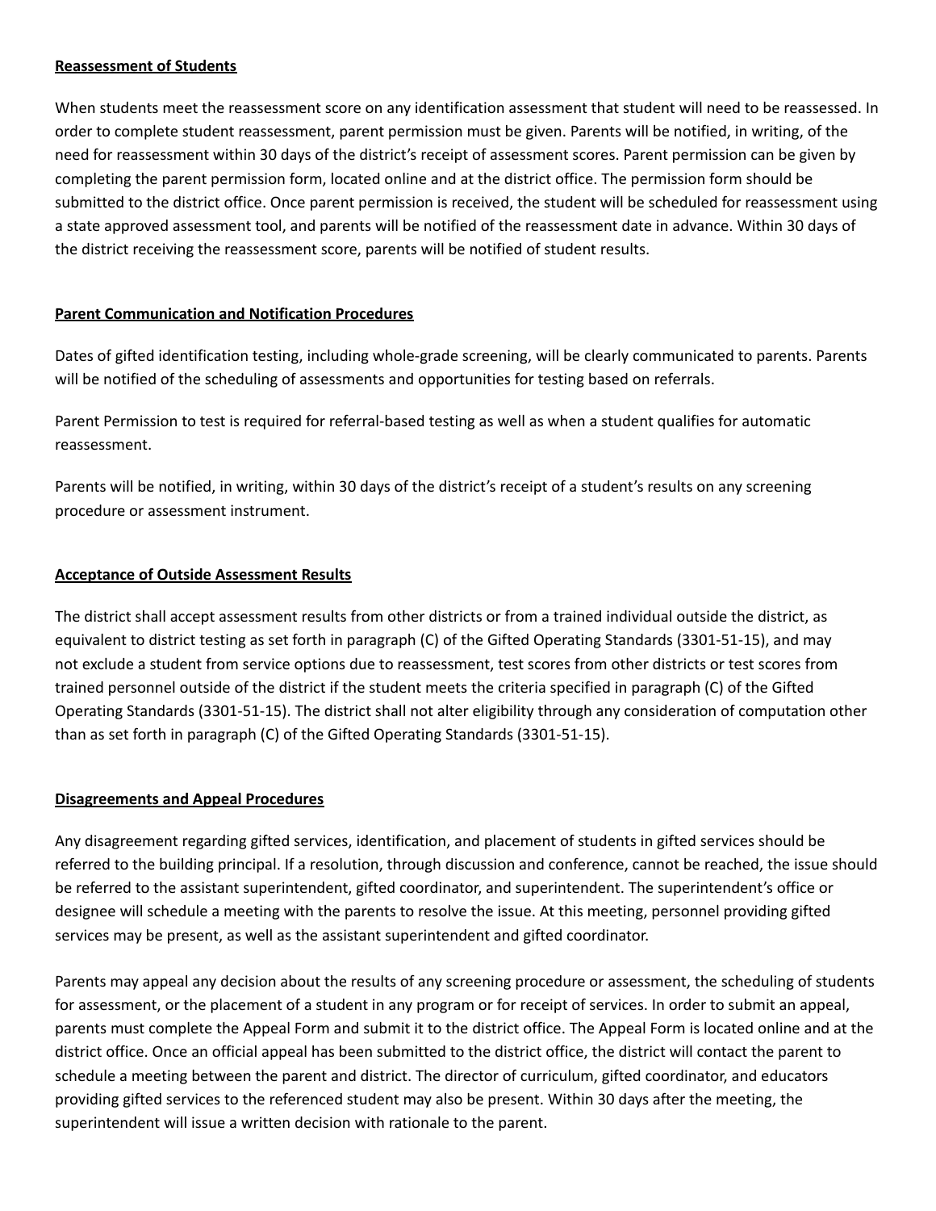**Reassessment of Students**

When students meet the reassessment score on any identification assessment that student will need to be reassessed. In order to complete student reassessment, parent permission must be given. Parents will be notified, in writing, of the need for reassessment within 30 days of the district's receipt of assessment scores. Parent permission can be given by completing the parent permission form, located online and at the district office. The permission form should be submitted to the district office. Once parent permission is received, the student will be scheduled for reassessment using a state approved assessment tool, and parents will be notified of the reassessment date in advance. Within 30 days of the district receiving the reassessment score, parents will be notified of student results.

**Parent Communication and Notification Procedures**

Dates of gifted identification testing, including whole-grade screening, will be clearly communicated to parents. Parents will be notified of the scheduling of assessments and opportunities for testing based on referrals.

Parent Permission to test is required for referral-based testing as well as when a student qualifies for automatic reassessment.

Parents will be notified, in writing, within 30 days of the district's receipt of a student's results on any screening procedure or assessment instrument.

**Acceptance of Outside Assessment Results**

The district shall accept assessment results from other districts or from a trained individual outside the district, as equivalent to district testing as set forth in paragraph (C) of the Gifted Operating Standards (3301-51-15), and may not exclude a student from service options due to reassessment, test scores from other districts or test scores from trained personnel outside of the district if the student meets the criteria specified in paragraph (C) of the Gifted Operating Standards (3301-51-15). The district shall not alter eligibility through any consideration of computation other than as set forth in paragraph (C) of the Gifted Operating Standards (3301-51-15).

**Disagreements and Appeal Procedures**

Any disagreement regarding gifted services, identification, and placement of students in gifted services should be referred to the building principal. If a resolution, through discussion and conference, cannot be reached, the issue should be referred to the assistant superintendent, gifted coordinator, and superintendent. The superintendent's office or designee will schedule a meeting with the parents to resolve the issue. At this meeting, personnel providing gifted services may be present, as well as the assistant superintendent and gifted coordinator.

Parents may appeal any decision about the results of any screening procedure or assessment, the scheduling of students for assessment, or the placement of a student in any program or for receipt of services. In order to submit an appeal, parents must complete the Appeal Form and submit it to the district office. The Appeal Form is located online and at the district office. Once an official appeal has been submitted to the district office, the district will contact the parent to schedule a meeting between the parent and district. The director of curriculum, gifted coordinator, and educators providing gifted services to the referenced student may also be present. Within 30 days after the meeting, the superintendent will issue a written decision with rationale to the parent.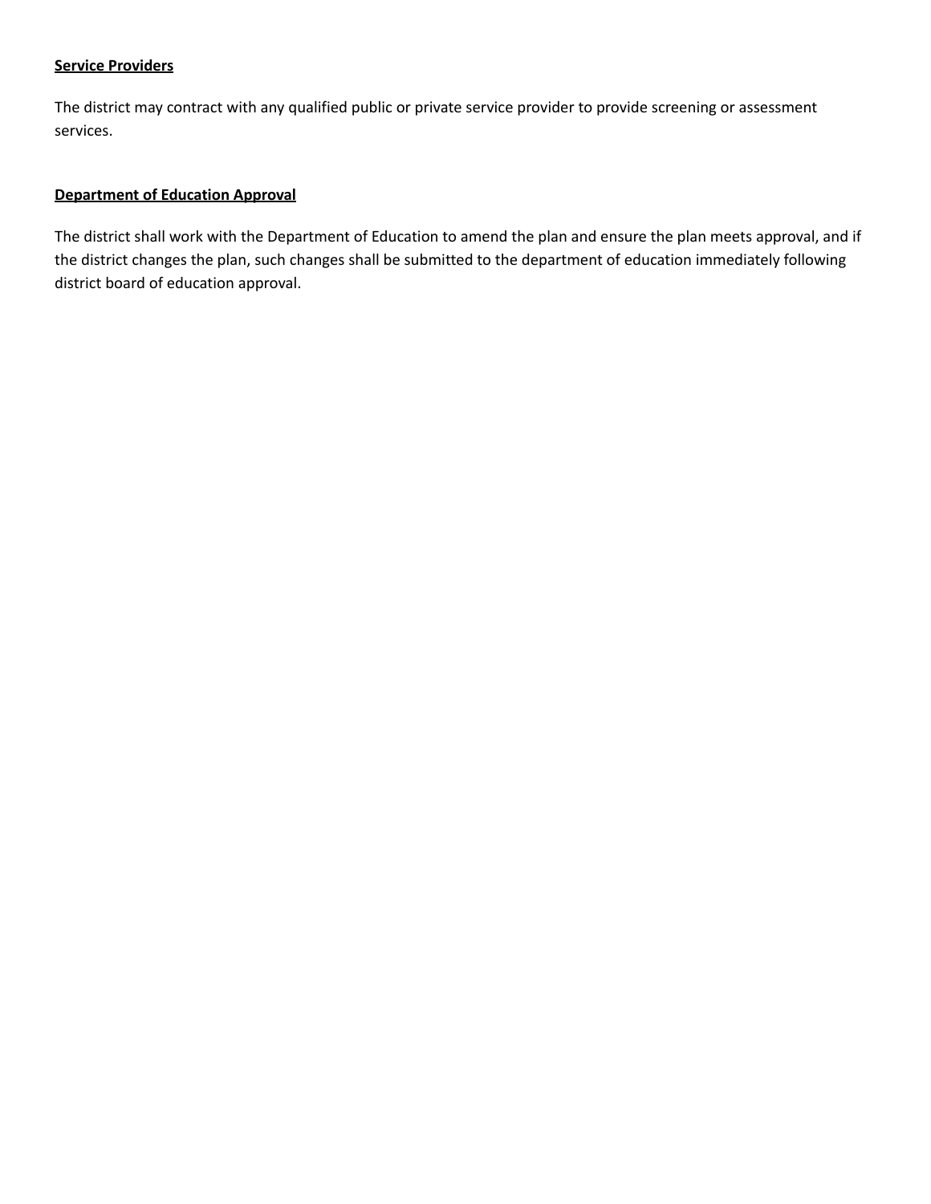**Service Providers**

The district may contract with any qualified public or private service provider to provide screening or assessment services.

**Department of Education Approval**

The district shall work with the Department of Education to amend the plan and ensure the plan meets approval, and if the district changes the plan, such changes shall be submitted to the department of education immediately following district board of education approval.